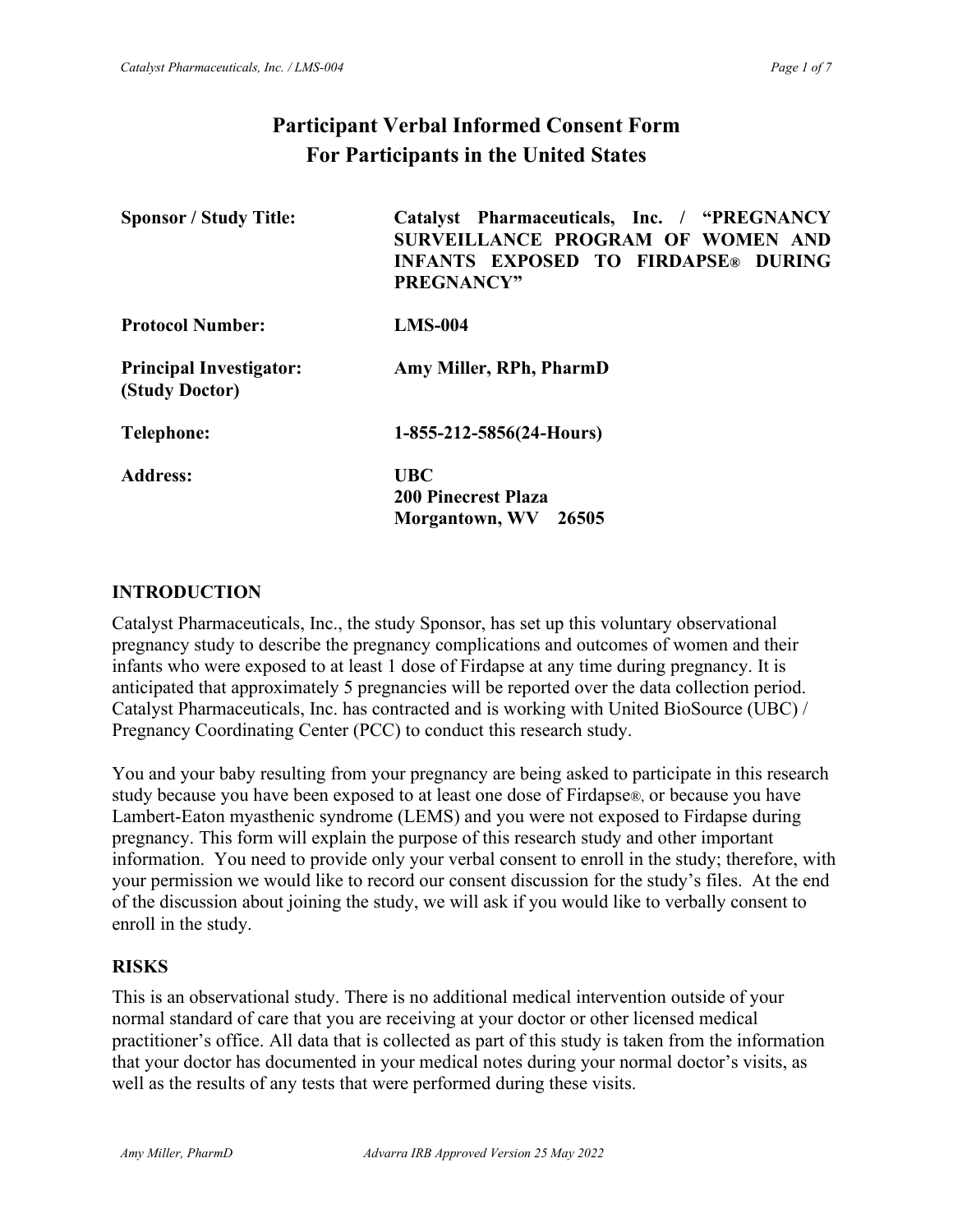# Participant Verbal Informed Consent Form
# For Participants in the United States

| | |
|---|---|
| **Sponsor / Study Title:** | **Catalyst Pharmaceuticals, Inc. / "PREGNANCY SURVEILLANCE PROGRAM OF WOMEN AND INFANTS EXPOSED TO FIRDAPSE® DURING PREGNANCY"** |
| **Protocol Number:** | **LMS-004** |
| **Principal Investigator: (Study Doctor)** | **Amy Miller, RPh, PharmD** |
| **Telephone:** | **1-855-212-5856(24-Hours)** |
| **Address:** | **UBC**<br>**200 Pinecrest Plaza**<br>**Morgantown, WV 26505** |

## INTRODUCTION

Catalyst Pharmaceuticals, Inc., the study Sponsor, has set up this voluntary observational pregnancy study to describe the pregnancy complications and outcomes of women and their infants who were exposed to at least 1 dose of Firdapse at any time during pregnancy. It is anticipated that approximately 5 pregnancies will be reported over the data collection period. Catalyst Pharmaceuticals, Inc. has contracted and is working with United BioSource (UBC) / Pregnancy Coordinating Center (PCC) to conduct this research study.

You and your baby resulting from your pregnancy are being asked to participate in this research study because you have been exposed to at least one dose of Firdapse®, or because you have Lambert-Eaton myasthenic syndrome (LEMS) and you were not exposed to Firdapse during pregnancy. This form will explain the purpose of this research study and other important information. You need to provide only your verbal consent to enroll in the study; therefore, with your permission we would like to record our consent discussion for the study's files. At the end of the discussion about joining the study, we will ask if you would like to verbally consent to enroll in the study.

## RISKS

This is an observational study. There is no additional medical intervention outside of your normal standard of care that you are receiving at your doctor or other licensed medical practitioner's office. All data that is collected as part of this study is taken from the information that your doctor has documented in your medical notes during your normal doctor's visits, as well as the results of any tests that were performed during these visits.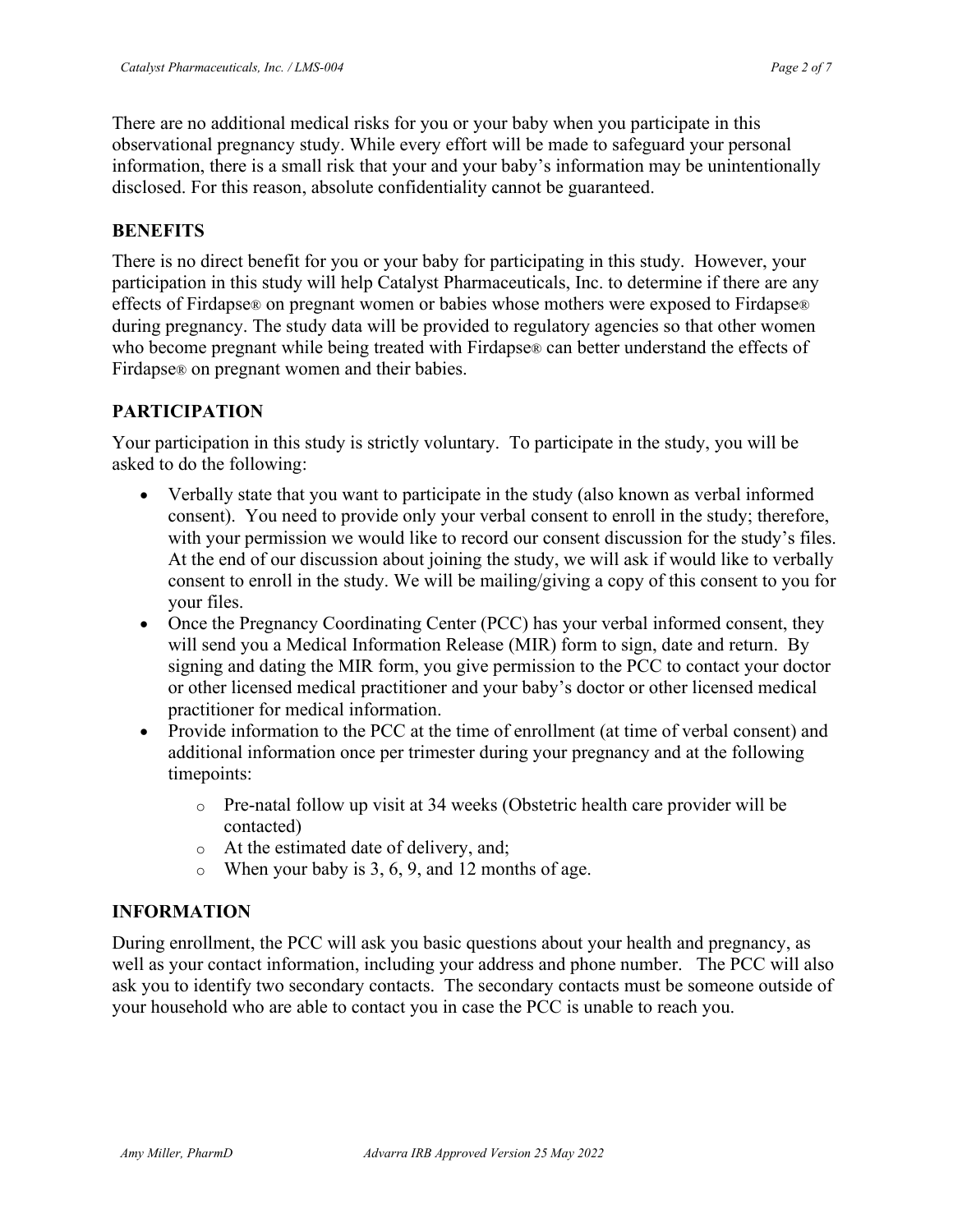There are no additional medical risks for you or your baby when you participate in this observational pregnancy study. While every effort will be made to safeguard your personal information, there is a small risk that your and your baby's information may be unintentionally disclosed. For this reason, absolute confidentiality cannot be guaranteed.

## BENEFITS

There is no direct benefit for you or your baby for participating in this study. However, your participation in this study will help Catalyst Pharmaceuticals, Inc. to determine if there are any effects of Firdapse® on pregnant women or babies whose mothers were exposed to Firdapse® during pregnancy. The study data will be provided to regulatory agencies so that other women who become pregnant while being treated with Firdapse® can better understand the effects of Firdapse® on pregnant women and their babies.

## PARTICIPATION

Your participation in this study is strictly voluntary. To participate in the study, you will be asked to do the following:

- Verbally state that you want to participate in the study (also known as verbal informed consent). You need to provide only your verbal consent to enroll in the study; therefore, with your permission we would like to record our consent discussion for the study's files. At the end of our discussion about joining the study, we will ask if would like to verbally consent to enroll in the study. We will be mailing/giving a copy of this consent to you for your files.
- Once the Pregnancy Coordinating Center (PCC) has your verbal informed consent, they will send you a Medical Information Release (MIR) form to sign, date and return. By signing and dating the MIR form, you give permission to the PCC to contact your doctor or other licensed medical practitioner and your baby's doctor or other licensed medical practitioner for medical information.
- Provide information to the PCC at the time of enrollment (at time of verbal consent) and additional information once per trimester during your pregnancy and at the following timepoints:
  - Pre-natal follow up visit at 34 weeks (Obstetric health care provider will be contacted)
  - At the estimated date of delivery, and;
  - When your baby is 3, 6, 9, and 12 months of age.

## INFORMATION

During enrollment, the PCC will ask you basic questions about your health and pregnancy, as well as your contact information, including your address and phone number. The PCC will also ask you to identify two secondary contacts. The secondary contacts must be someone outside of your household who are able to contact you in case the PCC is unable to reach you.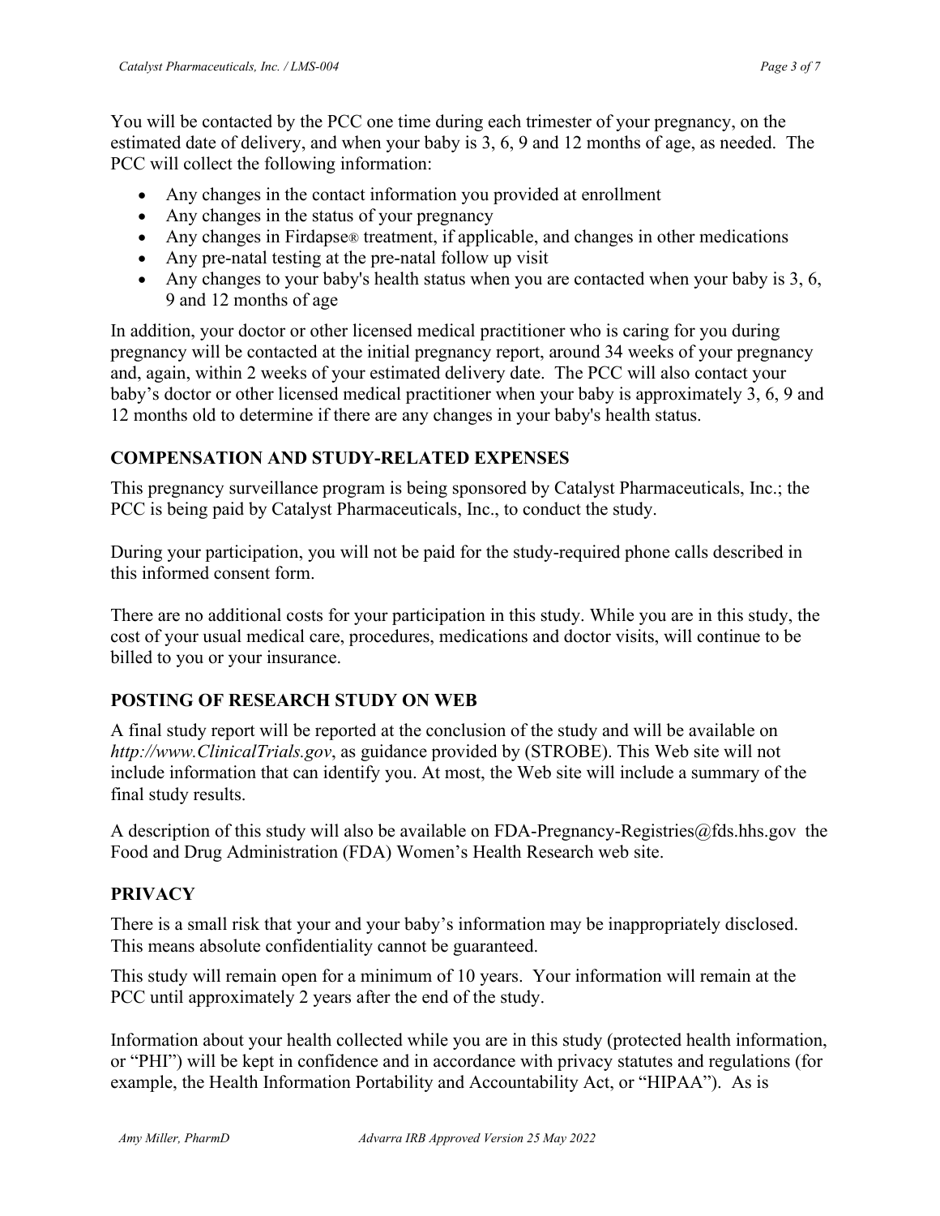You will be contacted by the PCC one time during each trimester of your pregnancy, on the estimated date of delivery, and when your baby is 3, 6, 9 and 12 months of age, as needed. The PCC will collect the following information:

- Any changes in the contact information you provided at enrollment
- Any changes in the status of your pregnancy
- Any changes in Firdapse® treatment, if applicable, and changes in other medications
- Any pre-natal testing at the pre-natal follow up visit
- Any changes to your baby's health status when you are contacted when your baby is 3, 6, 9 and 12 months of age

In addition, your doctor or other licensed medical practitioner who is caring for you during pregnancy will be contacted at the initial pregnancy report, around 34 weeks of your pregnancy and, again, within 2 weeks of your estimated delivery date. The PCC will also contact your baby's doctor or other licensed medical practitioner when your baby is approximately 3, 6, 9 and 12 months old to determine if there are any changes in your baby's health status.

## COMPENSATION AND STUDY-RELATED EXPENSES

This pregnancy surveillance program is being sponsored by Catalyst Pharmaceuticals, Inc.; the PCC is being paid by Catalyst Pharmaceuticals, Inc., to conduct the study.

During your participation, you will not be paid for the study-required phone calls described in this informed consent form.

There are no additional costs for your participation in this study. While you are in this study, the cost of your usual medical care, procedures, medications and doctor visits, will continue to be billed to you or your insurance.

## POSTING OF RESEARCH STUDY ON WEB

A final study report will be reported at the conclusion of the study and will be available on *http://www.ClinicalTrials.gov*, as guidance provided by (STROBE). This Web site will not include information that can identify you. At most, the Web site will include a summary of the final study results.

A description of this study will also be available on FDA-Pregnancy-Registries@fds.hhs.gov the Food and Drug Administration (FDA) Women's Health Research web site.

## PRIVACY

There is a small risk that your and your baby's information may be inappropriately disclosed. This means absolute confidentiality cannot be guaranteed.

This study will remain open for a minimum of 10 years. Your information will remain at the PCC until approximately 2 years after the end of the study.

Information about your health collected while you are in this study (protected health information, or "PHI") will be kept in confidence and in accordance with privacy statutes and regulations (for example, the Health Information Portability and Accountability Act, or "HIPAA"). As is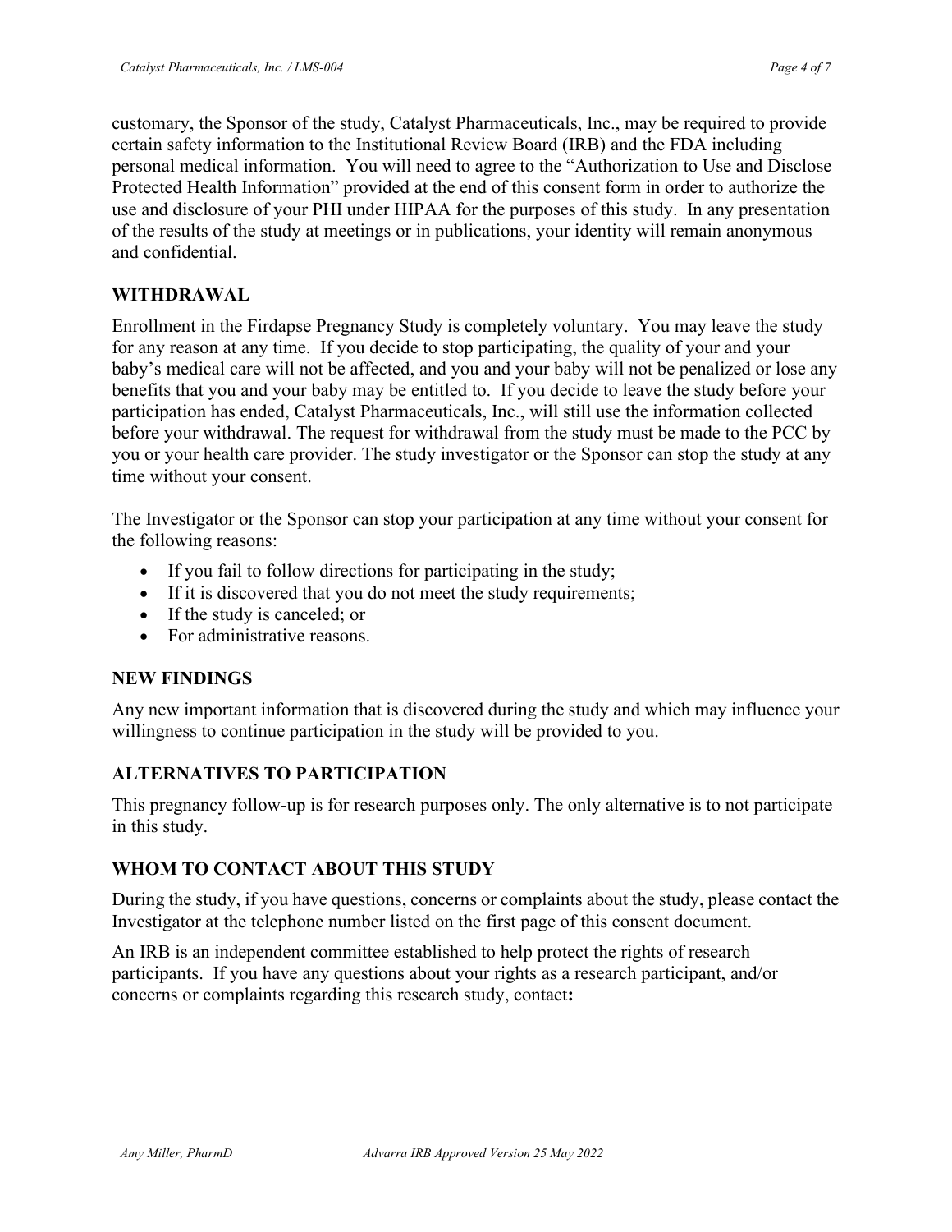customary, the Sponsor of the study, Catalyst Pharmaceuticals, Inc., may be required to provide certain safety information to the Institutional Review Board (IRB) and the FDA including personal medical information. You will need to agree to the "Authorization to Use and Disclose Protected Health Information" provided at the end of this consent form in order to authorize the use and disclosure of your PHI under HIPAA for the purposes of this study. In any presentation of the results of the study at meetings or in publications, your identity will remain anonymous and confidential.

## WITHDRAWAL

Enrollment in the Firdapse Pregnancy Study is completely voluntary. You may leave the study for any reason at any time. If you decide to stop participating, the quality of your and your baby's medical care will not be affected, and you and your baby will not be penalized or lose any benefits that you and your baby may be entitled to. If you decide to leave the study before your participation has ended, Catalyst Pharmaceuticals, Inc., will still use the information collected before your withdrawal. The request for withdrawal from the study must be made to the PCC by you or your health care provider. The study investigator or the Sponsor can stop the study at any time without your consent.

The Investigator or the Sponsor can stop your participation at any time without your consent for the following reasons:

- If you fail to follow directions for participating in the study;
- If it is discovered that you do not meet the study requirements;
- If the study is canceled; or
- For administrative reasons.

## NEW FINDINGS

Any new important information that is discovered during the study and which may influence your willingness to continue participation in the study will be provided to you.

## ALTERNATIVES TO PARTICIPATION

This pregnancy follow-up is for research purposes only. The only alternative is to not participate in this study.

## WHOM TO CONTACT ABOUT THIS STUDY

During the study, if you have questions, concerns or complaints about the study, please contact the Investigator at the telephone number listed on the first page of this consent document.

An IRB is an independent committee established to help protect the rights of research participants. If you have any questions about your rights as a research participant, and/or concerns or complaints regarding this research study, contact**:**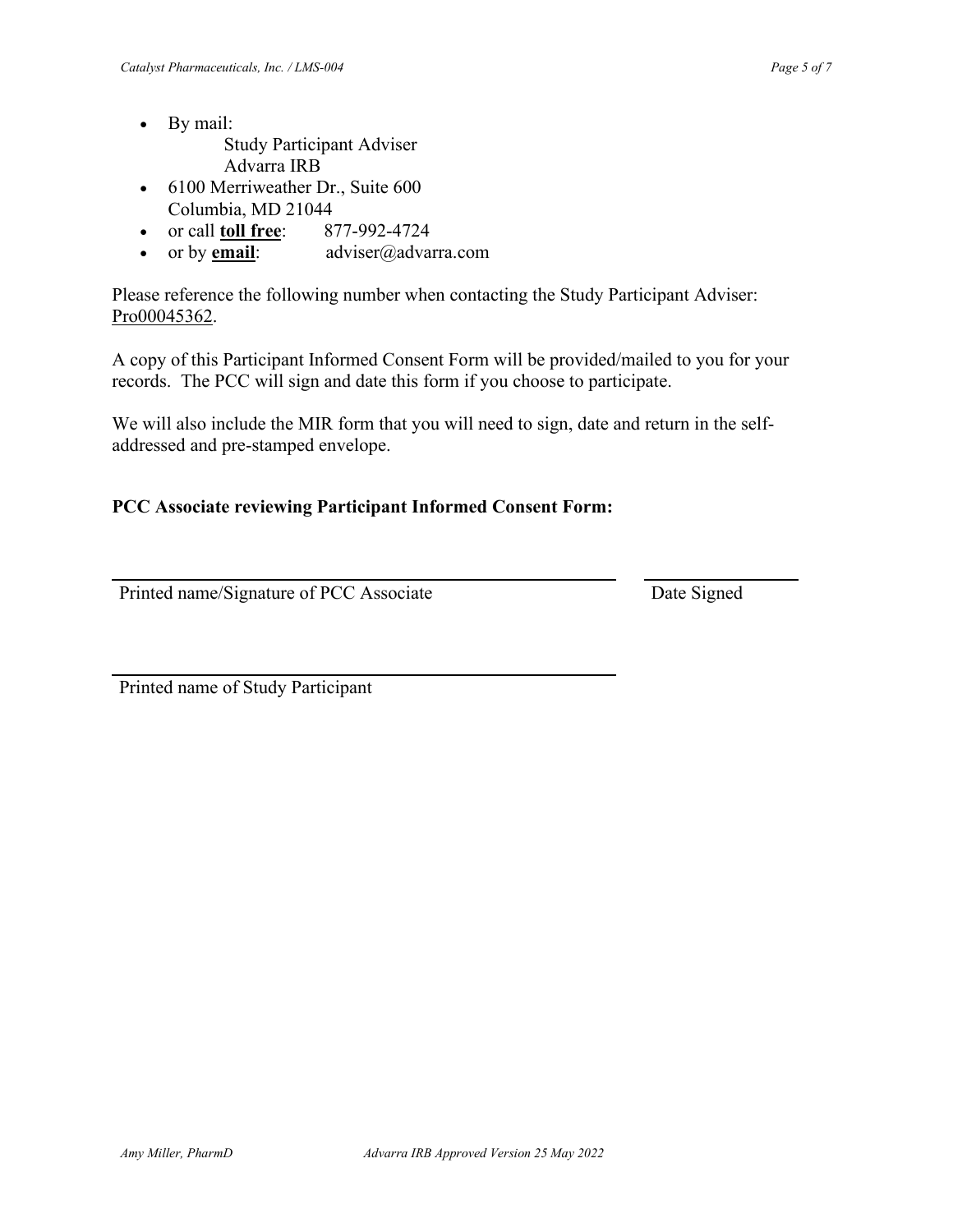- By mail:
  Study Participant Adviser
  Advarra IRB
- 6100 Merriweather Dr., Suite 600
  Columbia, MD 21044
- or call **toll free**: 877-992-4724
- or by **email**: adviser@advarra.com

Please reference the following number when contacting the Study Participant Adviser: Pro00045362.

A copy of this Participant Informed Consent Form will be provided/mailed to you for your records. The PCC will sign and date this form if you choose to participate.

We will also include the MIR form that you will need to sign, date and return in the self-addressed and pre-stamped envelope.

**PCC Associate reviewing Participant Informed Consent Form:**

| ______________________________ | ______________ |
|---|---|
| Printed name/Signature of PCC Associate | Date Signed |

______________________________

Printed name of Study Participant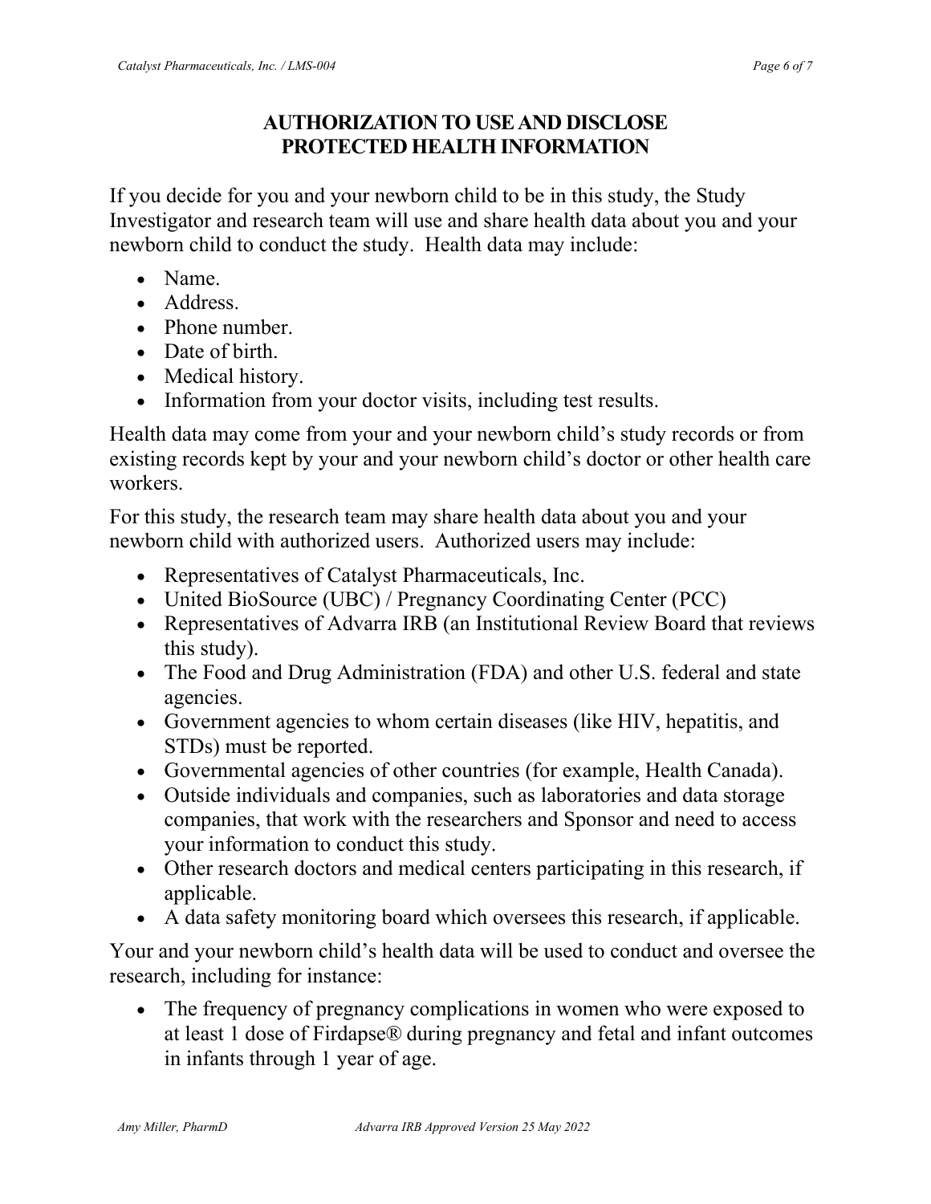## AUTHORIZATION TO USE AND DISCLOSE PROTECTED HEALTH INFORMATION

If you decide for you and your newborn child to be in this study, the Study Investigator and research team will use and share health data about you and your newborn child to conduct the study. Health data may include:

- Name.
- Address.
- Phone number.
- Date of birth.
- Medical history.
- Information from your doctor visits, including test results.

Health data may come from your and your newborn child's study records or from existing records kept by your and your newborn child's doctor or other health care workers.

For this study, the research team may share health data about you and your newborn child with authorized users. Authorized users may include:

- Representatives of Catalyst Pharmaceuticals, Inc.
- United BioSource (UBC) / Pregnancy Coordinating Center (PCC)
- Representatives of Advarra IRB (an Institutional Review Board that reviews this study).
- The Food and Drug Administration (FDA) and other U.S. federal and state agencies.
- Government agencies to whom certain diseases (like HIV, hepatitis, and STDs) must be reported.
- Governmental agencies of other countries (for example, Health Canada).
- Outside individuals and companies, such as laboratories and data storage companies, that work with the researchers and Sponsor and need to access your information to conduct this study.
- Other research doctors and medical centers participating in this research, if applicable.
- A data safety monitoring board which oversees this research, if applicable.

Your and your newborn child's health data will be used to conduct and oversee the research, including for instance:

- The frequency of pregnancy complications in women who were exposed to at least 1 dose of Firdapse® during pregnancy and fetal and infant outcomes in infants through 1 year of age.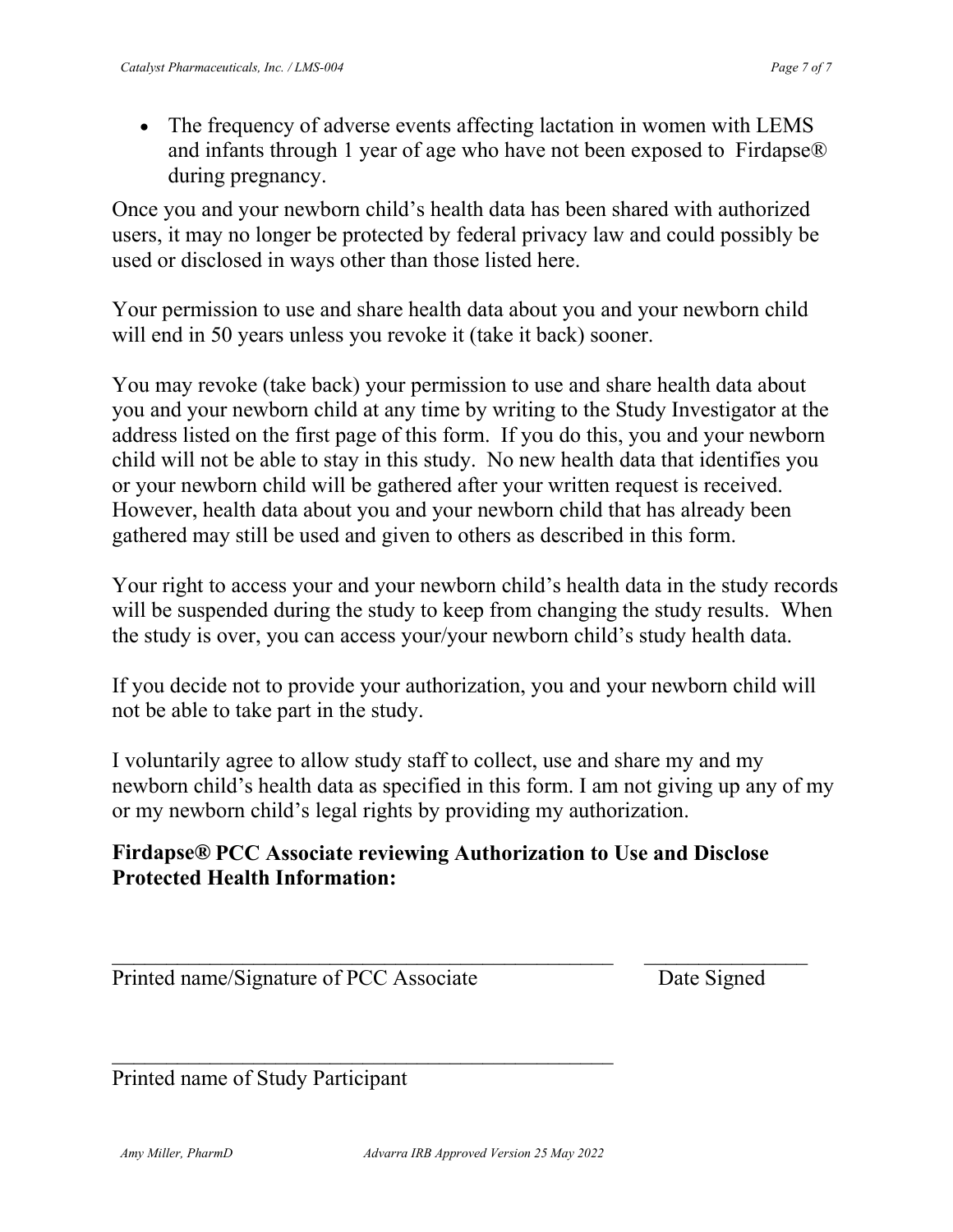- The frequency of adverse events affecting lactation in women with LEMS and infants through 1 year of age who have not been exposed to Firdapse® during pregnancy.

Once you and your newborn child's health data has been shared with authorized users, it may no longer be protected by federal privacy law and could possibly be used or disclosed in ways other than those listed here.

Your permission to use and share health data about you and your newborn child will end in 50 years unless you revoke it (take it back) sooner.

You may revoke (take back) your permission to use and share health data about you and your newborn child at any time by writing to the Study Investigator at the address listed on the first page of this form. If you do this, you and your newborn child will not be able to stay in this study. No new health data that identifies you or your newborn child will be gathered after your written request is received. However, health data about you and your newborn child that has already been gathered may still be used and given to others as described in this form.

Your right to access your and your newborn child's health data in the study records will be suspended during the study to keep from changing the study results. When the study is over, you can access your/your newborn child's study health data.

If you decide not to provide your authorization, you and your newborn child will not be able to take part in the study.

I voluntarily agree to allow study staff to collect, use and share my and my newborn child's health data as specified in this form. I am not giving up any of my or my newborn child's legal rights by providing my authorization.

**Firdapse® PCC Associate reviewing Authorization to Use and Disclose Protected Health Information:**

_______________________________________________ _______________

Printed name/Signature of PCC Associate Date Signed

_______________________________________________

Printed name of Study Participant